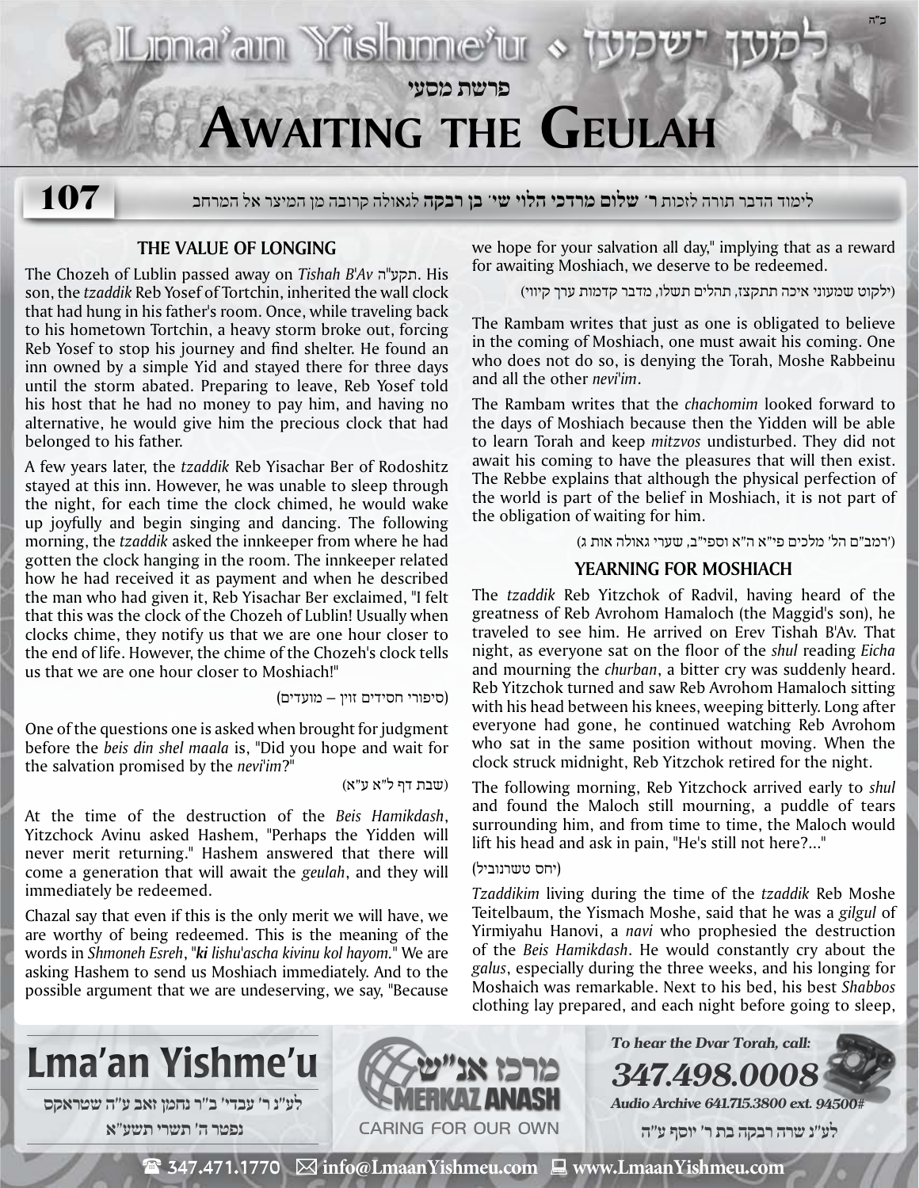# פרשת מסעי

# Awaiting the Geulah

**107**

לימוד הדבר תורה לזכות **ר' שלום מרדכי הלוי שי' בן רבקה** לגאולה קרובה מן המיצר אל המרחב

## THE VALUE OF LONGING

The Chozeh of Lublin passed away on *Tishah B'Av* תקע"ה. His son, the *tzaddik* Reb Yosef of Tortchin, inherited the wall clock that had hung in his father's room. Once, while traveling back to his hometown Tortchin, a heavy storm broke out, forcing Reb Yosef to stop his journey and find shelter. He found an inn owned by a simple Yid and stayed there for three days until the storm abated. Preparing to leave, Reb Yosef told his host that he had no money to pay him, and having no alternative, he would give him the precious clock that had belonged to his father.

A few years later, the *tzaddik* Reb Yisachar Ber of Rodoshitz stayed at this inn. However, he was unable to sleep through the night, for each time the clock chimed, he would wake up joyfully and begin singing and dancing. The following morning, the *tzaddik* asked the innkeeper from where he had gotten the clock hanging in the room. The innkeeper related how he had received it as payment and when he described the man who had given it, Reb Yisachar Ber exclaimed, "I felt that this was the clock of the Chozeh of Lublin! Usually when clocks chime, they notify us that we are one hour closer to the end of life. However, the chime of the Chozeh's clock tells us that we are one hour closer to Moshiach!"

(סיפורי חסידים זוין – מועדים)

One of the questions one is asked when brought for judgment before the *beis din shel maala* is, "Did you hope and wait for the salvation promised by the *nevi'im*?"

(שבת דף ל"א ע"א)

At the time of the destruction of the *Beis Hamikdash*, Yitzchock Avinu asked Hashem, "Perhaps the Yidden will never merit returning." Hashem answered that there will come a generation that will await the *geulah*, and they will immediately be redeemed.

Chazal say that even if this is the only merit we will have, we are worthy of being redeemed. This is the meaning of the words in *Shmoneh Esreh*, "***ki** lishu'ascha kivinu kol hayom.*" We are asking Hashem to send us Moshiach immediately. And to the possible argument that we are undeserving, we say, "Because we hope for your salvation all day," implying that as a reward for awaiting Moshiach, we deserve to be redeemed.

(ילקוט שמעוני איכה תתקצז, תהלים תשלו, מדבר קדמות ערך קיווי)

The Rambam writes that just as one is obligated to believe in the coming of Moshiach, one must await his coming. One who does not do so, is denying the Torah, Moshe Rabbeinu and all the other *nevi'im*.

The Rambam writes that the *chachomim* looked forward to the days of Moshiach because then the Yidden will be able to learn Torah and keep *mitzvos* undisturbed. They did not await his coming to have the pleasures that will then exist. The Rebbe explains that although the physical perfection of the world is part of the belief in Moshiach, it is not part of the obligation of waiting for him.

(רמב"ם הל' מלכים פי"א ה"א וספי"ב, שערי גאולה אות ג')

## YEARNING FOR MOSHIACH

The *tzaddik* Reb Yitzchok of Radvil, having heard of the greatness of Reb Avrohom Hamaloch (the Maggid's son), he traveled to see him. He arrived on Erev Tishah B'Av. That night, as everyone sat on the floor of the *shul* reading *Eicha* and mourning the *churban*, a bitter cry was suddenly heard. Reb Yitzchok turned and saw Reb Avrohom Hamaloch sitting with his head between his knees, weeping bitterly. Long after everyone had gone, he continued watching Reb Avrohom who sat in the same position without moving. When the clock struck midnight, Reb Yitzchok retired for the night.

The following morning, Reb Yitzchock arrived early to *shul* and found the Maloch still mourning, a puddle of tears surrounding him, and from time to time, the Maloch would lift his head and ask in pain, "He's still not here?..."

(יחס טשרנוביל)

*Tzaddikim* living during the time of the *tzaddik* Reb Moshe Teitelbaum, the Yismach Moshe, said that he was a *gilgul* of Yirmiyahu Hanovi, a *navi* who prophesied the destruction of the *Beis Hamikdash*. He would constantly cry about the *galus*, especially during the three weeks, and his longing for Moshaich was remarkable. Next to his bed, his best *Shabbos* clothing lay prepared, and each night before going to sleep,

---

**Lma'an Yishme'u**

לע"נ ר' עבדי' ב"ר נחמן זאב ע"ה שטראקס
נפטר ה' תשרי תשע"א

מרכז אנ"ש — MERKAZ ANASH — CARING FOR OUR OWN

*To hear the Dvar Torah, call:*
***347.498.0008***
*Audio Archive 641.715.3800 ext. 94500#*

לע"נ שרה רבקה בת ר' יוסף ע"ה

347.471.1770 | info@LmaanYishmeu.com | www.LmaanYishmeu.com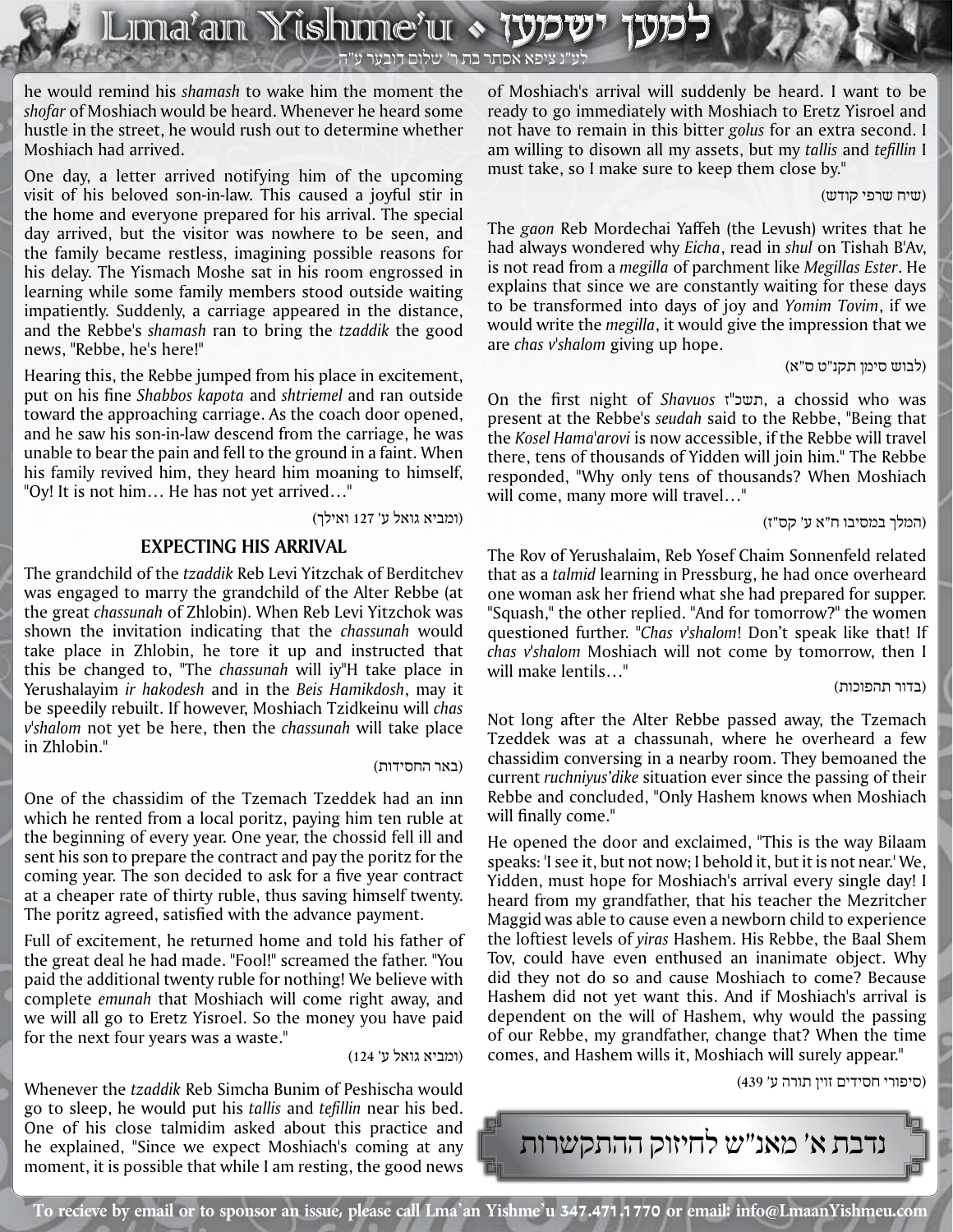he would remind his *shamash* to wake him the moment the *shofar* of Moshiach would be heard. Whenever he heard some hustle in the street, he would rush out to determine whether Moshiach had arrived.

One day, a letter arrived notifying him of the upcoming visit of his beloved son-in-law. This caused a joyful stir in the home and everyone prepared for his arrival. The special day arrived, but the visitor was nowhere to be seen, and the family became restless, imagining possible reasons for his delay. The Yismach Moshe sat in his room engrossed in learning while some family members stood outside waiting impatiently. Suddenly, a carriage appeared in the distance, and the Rebbe's *shamash* ran to bring the *tzaddik* the good news, "Rebbe, he's here!"

Hearing this, the Rebbe jumped from his place in excitement, put on his fine *Shabbos kapota* and *shtriemel* and ran outside toward the approaching carriage. As the coach door opened, and he saw his son-in-law descend from the carriage, he was unable to bear the pain and fell to the ground in a faint. When his family revived him, they heard him moaning to himself, "Oy! It is not him… He has not yet arrived…"

(ומביא גואל ע' 127 ואילך)

## EXPECTING HIS ARRIVAL

The grandchild of the *tzaddik* Reb Levi Yitzchak of Berditchev was engaged to marry the grandchild of the Alter Rebbe (at the great *chassunah* of Zhlobin). When Reb Levi Yitzchok was shown the invitation indicating that the *chassunah* would take place in Zhlobin, he tore it up and instructed that this be changed to, "The *chassunah* will iy"H take place in Yerushalayim *ir hakodesh* and in the *Beis Hamikdosh*, may it be speedily rebuilt. If however, Moshiach Tzidkeinu will *chas v'shalom* not yet be here, then the *chassunah* will take place in Zhlobin."

(באר החסידות)

One of the chassidim of the Tzemach Tzeddek had an inn which he rented from a local poritz, paying him ten ruble at the beginning of every year. One year, the chossid fell ill and sent his son to prepare the contract and pay the poritz for the coming year. The son decided to ask for a five year contract at a cheaper rate of thirty ruble, thus saving himself twenty. The poritz agreed, satisfied with the advance payment.

Full of excitement, he returned home and told his father of the great deal he had made. "Fool!" screamed the father. "You paid the additional twenty ruble for nothing! We believe with complete *emunah* that Moshiach will come right away, and we will all go to Eretz Yisroel. So the money you have paid for the next four years was a waste."

(ומביא גואל ע' 124)

Whenever the *tzaddik* Reb Simcha Bunim of Peshischa would go to sleep, he would put his *tallis* and *tefillin* near his bed. One of his close talmidim asked about this practice and he explained, "Since we expect Moshiach's coming at any moment, it is possible that while I am resting, the good news of Moshiach's arrival will suddenly be heard. I want to be ready to go immediately with Moshiach to Eretz Yisroel and not have to remain in this bitter *golus* for an extra second. I am willing to disown all my assets, but my *tallis* and *tefillin* I must take, so I make sure to keep them close by."

(שיח שרפי קודש)

The *gaon* Reb Mordechai Yaffeh (the Levush) writes that he had always wondered why *Eicha*, read in *shul* on Tishah B'Av, is not read from a *megilla* of parchment like *Megillas Ester*. He explains that since we are constantly waiting for these days to be transformed into days of joy and *Yomim Tovim*, if we would write the *megilla*, it would give the impression that we are *chas v'shalom* giving up hope.

(לבוש סימן תקנ"ט ס"א)

On the first night of *Shavuos* תשכ"ז, a chossid who was present at the Rebbe's *seudah* said to the Rebbe, "Being that the *Kosel Hama'arovi* is now accessible, if the Rebbe will travel there, tens of thousands of Yidden will join him." The Rebbe responded, "Why only tens of thousands? When Moshiach will come, many more will travel…"

(המלך במסיבו ח"א ע' קס"ז)

The Rov of Yerushalaim, Reb Yosef Chaim Sonnenfeld related that as a *talmid* learning in Pressburg, he had once overheard one woman ask her friend what she had prepared for supper. "Squash," the other replied. "And for tomorrow?" the women questioned further. "*Chas v'shalom*! Don't speak like that! If *chas v'shalom* Moshiach will not come by tomorrow, then I will make lentils…"

(בדור תהפוכות)

Not long after the Alter Rebbe passed away, the Tzemach Tzeddek was at a chassunah, where he overheard a few chassidim conversing in a nearby room. They bemoaned the current *ruchniyus'dike* situation ever since the passing of their Rebbe and concluded, "Only Hashem knows when Moshiach will finally come."

He opened the door and exclaimed, "This is the way Bilaam speaks: 'I see it, but not now; I behold it, but it is not near.' We, Yidden, must hope for Moshiach's arrival every single day! I heard from my grandfather, that his teacher the Mezritcher Maggid was able to cause even a newborn child to experience the loftiest levels of *yiras* Hashem. His Rebbe, the Baal Shem Tov, could have even enthused an inanimate object. Why did they not do so and cause Moshiach to come? Because Hashem did not yet want this. And if Moshiach's arrival is dependent on the will of Hashem, why would the passing of our Rebbe, my grandfather, change that? When the time comes, and Hashem wills it, Moshiach will surely appear."

(סיפורי חסידים זוין תורה ע' 439)

נדבת א' מאנ"ש לחיזוק ההתקשרות